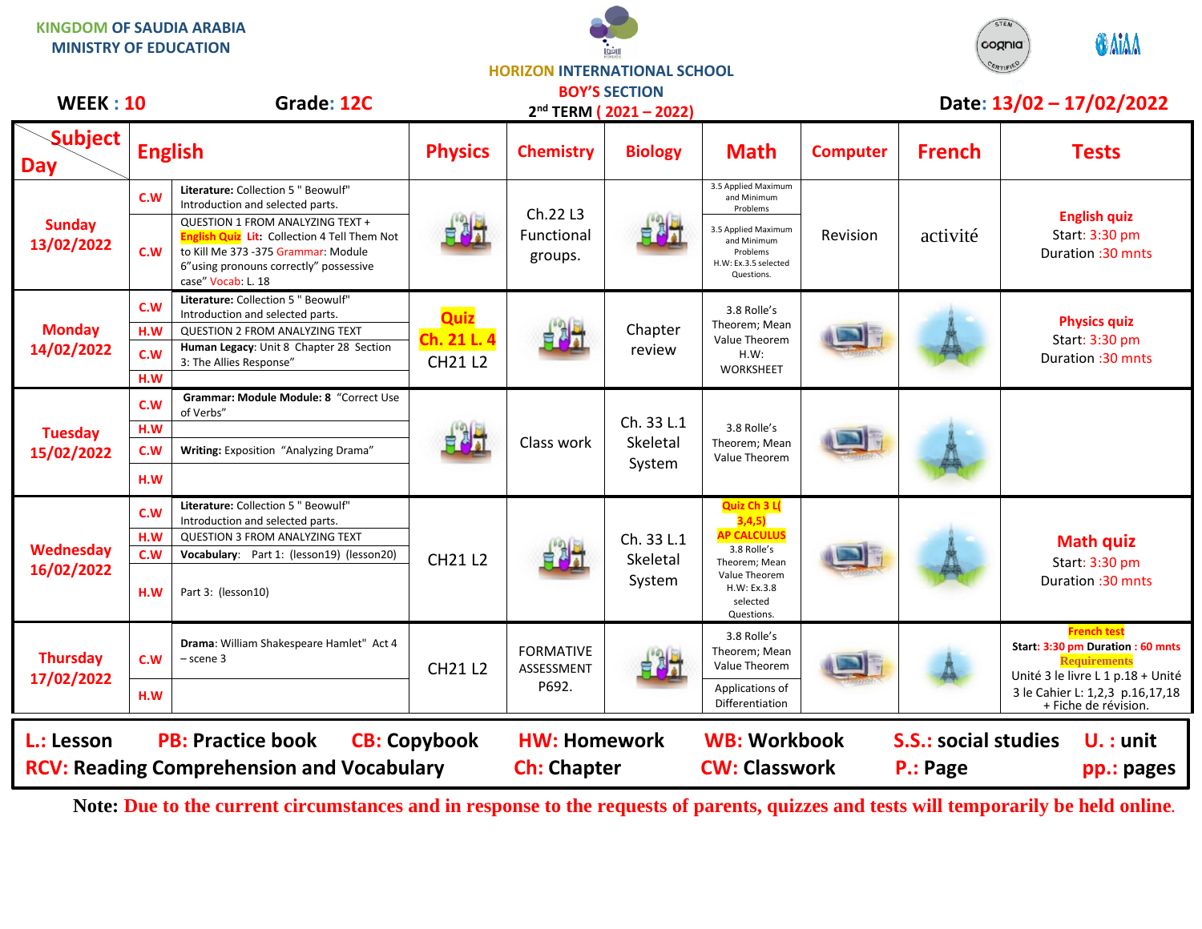KINGDOM OF SAUDIA ARABIA
MINISTRY OF EDUCATION

HORIZON INTERNATIONAL SCHOOL
BOY'S SECTION
2nd TERM ( 2021 – 2022)

**WEEK : 10** **Grade: 12C** **Date: 13/02 – 17/02/2022**

| Day | | English | Physics | Chemistry | Biology | Math | Computer | French | Tests |
|---|---|---|---|---|---|---|---|---|---|
| **Sunday 13/02/2022** | C.W | **Literature:** Collection 5 " Beowulf" Introduction and selected parts. | | Ch.22 L3 Functional groups. | | 3.5 Applied Maximum and Minimum Problems | Revision | activité | **English quiz** Start: 3:30 pm Duration :30 mnts |
| | C.W | QUESTION 1 FROM ANALYZING TEXT + **English Quiz** **Lit:** Collection 4 Tell Them Not to Kill Me 373 -375 Grammar: Module 6"using pronouns correctly" possessive case" Vocab: L. 18 | | | | 3.5 Applied Maximum and Minimum Problems H.W: Ex.3.5 selected Questions. | | | |
| **Monday 14/02/2022** | C.W | **Literature:** Collection 5 " Beowulf" Introduction and selected parts. | **Quiz Ch. 21 L. 4** CH21 L2 | | Chapter review | 3.8 Rolle's Theorem; Mean Value Theorem H.W: WORKSHEET | | | **Physics quiz** Start: 3:30 pm Duration :30 mnts |
| | H.W | QUESTION 2 FROM ANALYZING TEXT | | | | | | | |
| | C.W | **Human Legacy:** Unit 8 Chapter 28 Section 3: The Allies Response" | | | | | | | |
| | H.W | | | | | | | | |
| **Tuesday 15/02/2022** | C.W | **Grammar: Module Module: 8** "Correct Use of Verbs" | | Class work | Ch. 33 L.1 Skeletal System | 3.8 Rolle's Theorem; Mean Value Theorem | | | |
| | H.W | | | | | | | | |
| | C.W | **Writing:** Exposition "Analyzing Drama" | | | | | | | |
| | H.W | | | | | | | | |
| **Wednesday 16/02/2022** | C.W | **Literature:** Collection 5 " Beowulf" Introduction and selected parts. | CH21 L2 | | Ch. 33 L.1 Skeletal System | **Quiz Ch 3 L( 3,4,5) AP CALCULUS** 3.8 Rolle's Theorem; Mean Value Theorem H.W: Ex.3.8 selected Questions. | | | **Math quiz** Start: 3:30 pm Duration :30 mnts |
| | H.W | QUESTION 3 FROM ANALYZING TEXT | | | | | | | |
| | C.W | **Vocabulary**: Part 1: (lesson19) (lesson20) | | | | | | | |
| | H.W | Part 3: (lesson10) | | | | | | | |
| **Thursday 17/02/2022** | C.W | **Drama**: William Shakespeare Hamlet" Act 4 – scene 3 | CH21 L2 | FORMATIVE ASSESSMENT P692. | | 3.8 Rolle's Theorem; Mean Value Theorem | | | **French test** Start: 3:30 pm Duration : 60 mnts **Requirements** Unité 3 le livre L 1 p.18 + Unité 3 le Cahier L: 1,2,3 p.16,17,18 + Fiche de révision. |
| | H.W | | | | | Applications of Differentiation | | | |

**L.:** Lesson **PB:** Practice book **CB:** Copybook **HW:** Homework **WB:** Workbook **S.S.:** social studies **U. :** unit
**RCV:** Reading Comprehension and Vocabulary **Ch:** Chapter **CW:** Classwork **P.:** Page **pp.:** pages

**Note:** Due to the current circumstances and in response to the requests of parents, quizzes and tests will temporarily be held online.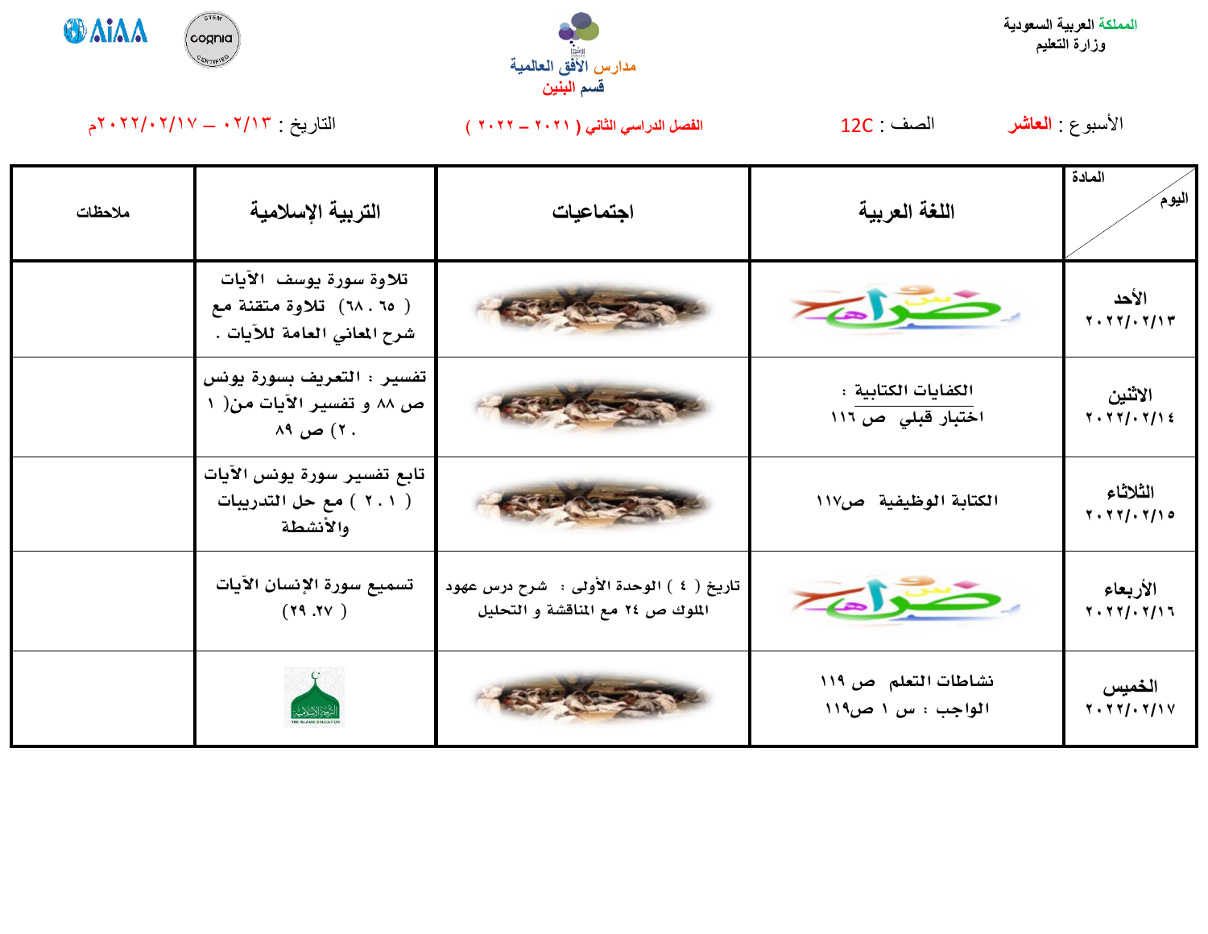المملكة العربية السعودية
وزارة التعليم

مدارس الأفق العالمية
قسم البنين

الأسبوع : العاشر  الصف : 12C  الفصل الدراسي الثاني ( ٢٠٢١ – ٢٠٢٢ )  التاريخ : ٠٢/١٣ – ٢٠٢٢/٠٢/١٧م

| اليوم / المادة | اللغة العربية | اجتماعيات | التربية الإسلامية | ملاحظات |
|---|---|---|---|---|
| الأحد ٢٠٢٢/٠٢/١٣ | | | تلاوة سورة يوسف الآيات ( ٦٥ . ٦٨) تلاوة متقنة مع شرح المعاني العامة للآيات . | |
| الاثنين ٢٠٢٢/٠٢/١٤ | الكفايات الكتابية : اختبار قبلي ص ١١٦ | | تفسير : التعريف بسورة يونس ص ٨٨ و تفسير الآيات من( ١ ٢٠) ص ٨٩ . | |
| الثلاثاء ٢٠٢٢/٠٢/١٥ | الكتابة الوظيفية ص١١٧ | | تابع تفسير سورة يونس الآيات ( ١ . ٢) مع حل التدريبات والأنشطة | |
| الأربعاء ٢٠٢٢/٠٢/١٦ | | تاريخ ( ٤ ) الوحدة الأولى : شرح درس عهود الملوك ص ٢٤ مع المناقشة و التحليل | تسميع سورة الإنسان الآيات ( ٢٧. ٢٩) | |
| الخميس ٢٠٢٢/٠٢/١٧ | نشاطات التعلم ص ١١٩ الواجب : س ١ ص١١٩ | | | |